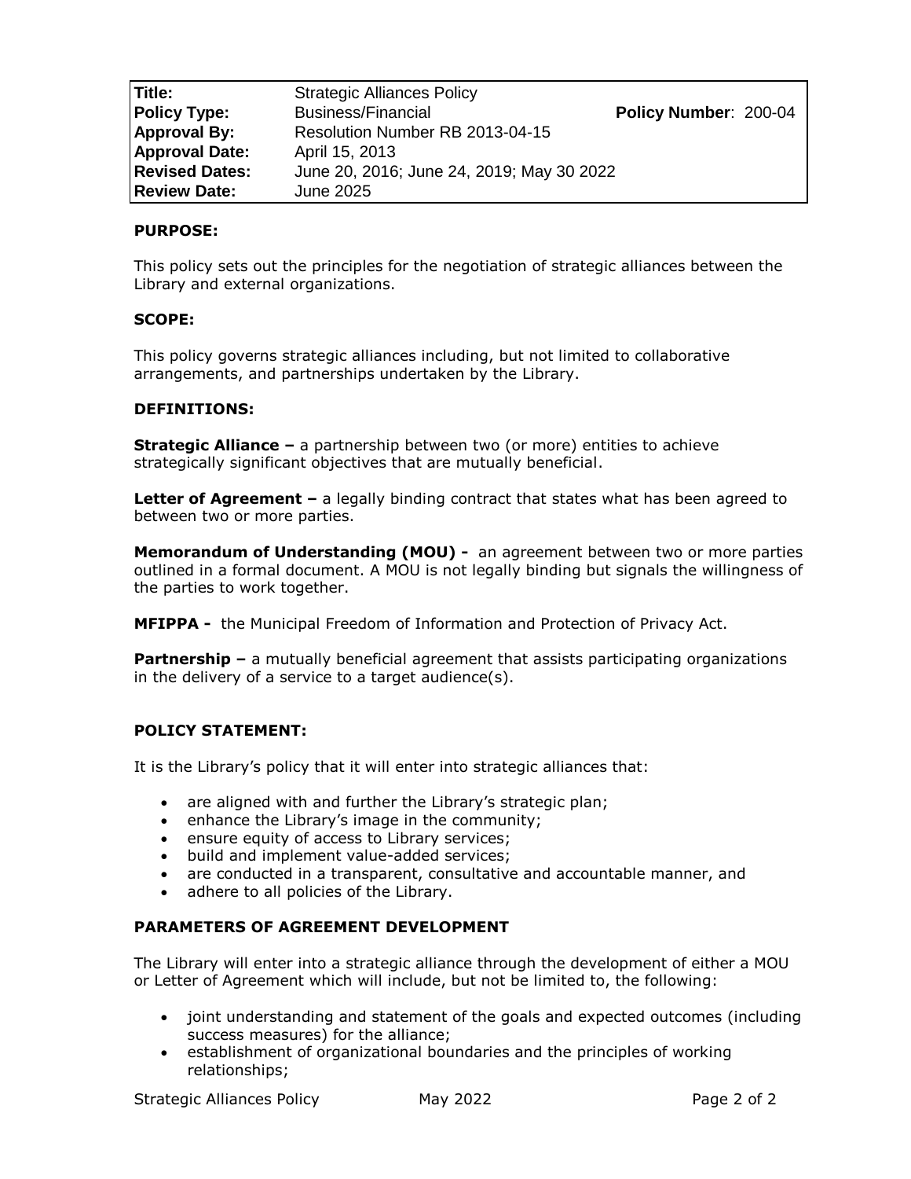| Title: | Strategic Alliances Policy | |
| --- | --- | --- |
| Policy Type: | Business/Financial | Policy Number: 200-04 |
| Approval By: | Resolution Number RB 2013-04-15 | |
| Approval Date: | April 15, 2013 | |
| Revised Dates: | June 20, 2016; June 24, 2019; May 30 2022 | |
| Review Date: | June 2025 | |

## PURPOSE:

This policy sets out the principles for the negotiation of strategic alliances between the Library and external organizations.

## SCOPE:

This policy governs strategic alliances including, but not limited to collaborative arrangements, and partnerships undertaken by the Library.

## DEFINITIONS:

**Strategic Alliance –** a partnership between two (or more) entities to achieve strategically significant objectives that are mutually beneficial.

**Letter of Agreement –** a legally binding contract that states what has been agreed to between two or more parties.

**Memorandum of Understanding (MOU) -** an agreement between two or more parties outlined in a formal document. A MOU is not legally binding but signals the willingness of the parties to work together.

**MFIPPA -** the Municipal Freedom of Information and Protection of Privacy Act.

**Partnership –** a mutually beneficial agreement that assists participating organizations in the delivery of a service to a target audience(s).

## POLICY STATEMENT:

It is the Library's policy that it will enter into strategic alliances that:

- are aligned with and further the Library's strategic plan;
- enhance the Library's image in the community;
- ensure equity of access to Library services;
- build and implement value-added services;
- are conducted in a transparent, consultative and accountable manner, and
- adhere to all policies of the Library.

## PARAMETERS OF AGREEMENT DEVELOPMENT

The Library will enter into a strategic alliance through the development of either a MOU or Letter of Agreement which will include, but not be limited to, the following:

- joint understanding and statement of the goals and expected outcomes (including success measures) for the alliance;
- establishment of organizational boundaries and the principles of working relationships;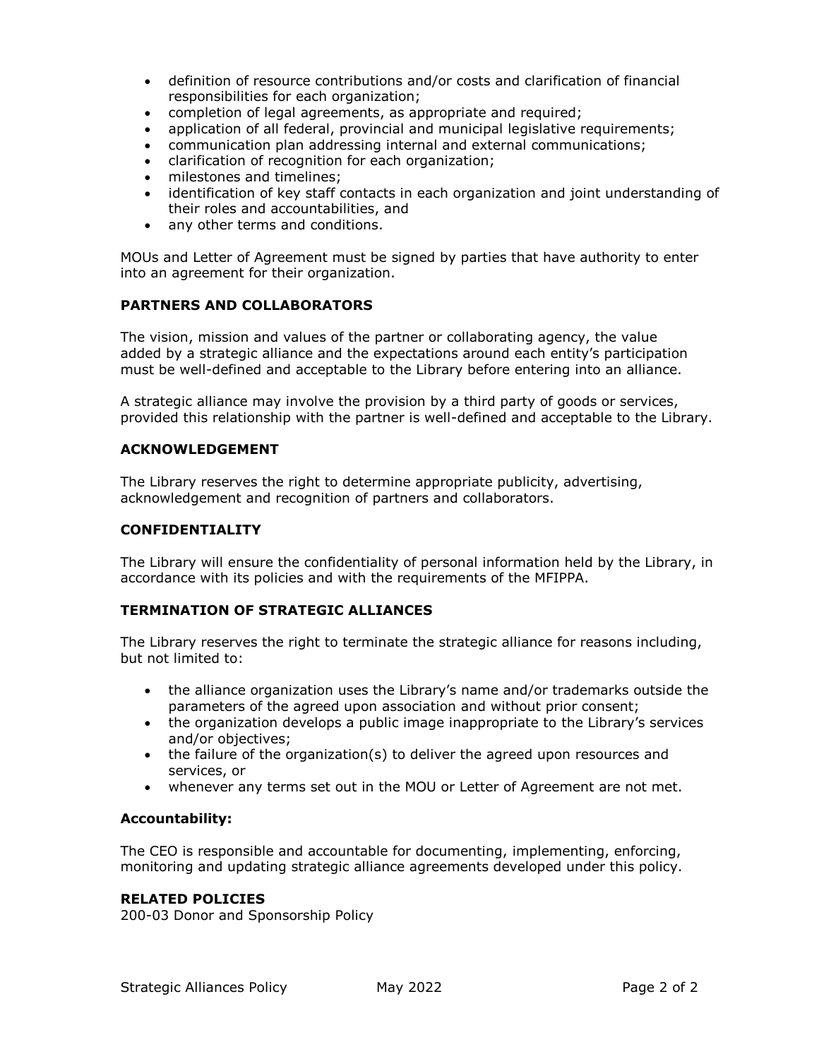- definition of resource contributions and/or costs and clarification of financial responsibilities for each organization;
- completion of legal agreements, as appropriate and required;
- application of all federal, provincial and municipal legislative requirements;
- communication plan addressing internal and external communications;
- clarification of recognition for each organization;
- milestones and timelines;
- identification of key staff contacts in each organization and joint understanding of their roles and accountabilities, and
- any other terms and conditions.

MOUs and Letter of Agreement must be signed by parties that have authority to enter into an agreement for their organization.

**PARTNERS AND COLLABORATORS**

The vision, mission and values of the partner or collaborating agency, the value added by a strategic alliance and the expectations around each entity's participation must be well-defined and acceptable to the Library before entering into an alliance.

A strategic alliance may involve the provision by a third party of goods or services, provided this relationship with the partner is well-defined and acceptable to the Library.

**ACKNOWLEDGEMENT**

The Library reserves the right to determine appropriate publicity, advertising, acknowledgement and recognition of partners and collaborators.

**CONFIDENTIALITY**

The Library will ensure the confidentiality of personal information held by the Library, in accordance with its policies and with the requirements of the MFIPPA.

**TERMINATION OF STRATEGIC ALLIANCES**

The Library reserves the right to terminate the strategic alliance for reasons including, but not limited to:

- the alliance organization uses the Library's name and/or trademarks outside the parameters of the agreed upon association and without prior consent;
- the organization develops a public image inappropriate to the Library's services and/or objectives;
- the failure of the organization(s) to deliver the agreed upon resources and services, or
- whenever any terms set out in the MOU or Letter of Agreement are not met.

**Accountability:**

The CEO is responsible and accountable for documenting, implementing, enforcing, monitoring and updating strategic alliance agreements developed under this policy.

**RELATED POLICIES**

200-03 Donor and Sponsorship Policy